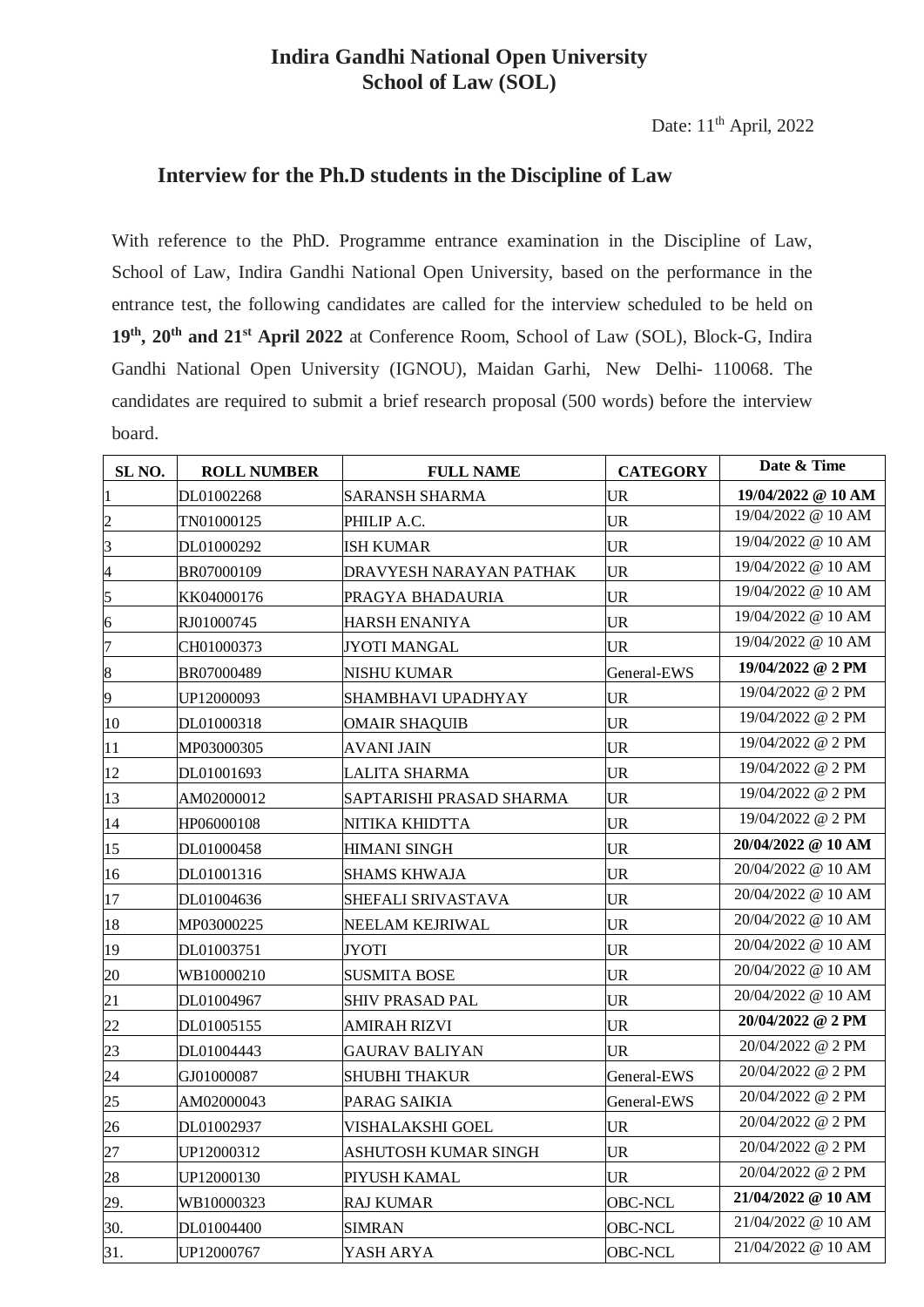# Indira Gandhi National Open University
## School of Law (SOL)

Date: 11th April, 2022

### Interview for the Ph.D students in the Discipline of Law

With reference to the PhD. Programme entrance examination in the Discipline of Law, School of Law, Indira Gandhi National Open University, based on the performance in the entrance test, the following candidates are called for the interview scheduled to be held on **19th, 20th and 21st April 2022** at Conference Room, School of Law (SOL), Block-G, Indira Gandhi National Open University (IGNOU), Maidan Garhi, New Delhi- 110068. The candidates are required to submit a brief research proposal (500 words) before the interview board.

| SL NO. | ROLL NUMBER | FULL NAME | CATEGORY | Date & Time |
|---|---|---|---|---|
| 1 | DL01002268 | SARANSH SHARMA | UR | **19/04/2022 @ 10 AM** |
| 2 | TN01000125 | PHILIP A.C. | UR | 19/04/2022 @ 10 AM |
| 3 | DL01000292 | ISH KUMAR | UR | 19/04/2022 @ 10 AM |
| 4 | BR07000109 | DRAVYESH NARAYAN PATHAK | UR | 19/04/2022 @ 10 AM |
| 5 | KK04000176 | PRAGYA BHADAURIA | UR | 19/04/2022 @ 10 AM |
| 6 | RJ01000745 | HARSH ENANIYA | UR | 19/04/2022 @ 10 AM |
| 7 | CH01000373 | JYOTI MANGAL | UR | 19/04/2022 @ 10 AM |
| 8 | BR07000489 | NISHU KUMAR | General-EWS | **19/04/2022 @ 2 PM** |
| 9 | UP12000093 | SHAMBHAVI UPADHYAY | UR | 19/04/2022 @ 2 PM |
| 10 | DL01000318 | OMAIR SHAQUIB | UR | 19/04/2022 @ 2 PM |
| 11 | MP03000305 | AVANI JAIN | UR | 19/04/2022 @ 2 PM |
| 12 | DL01001693 | LALITA SHARMA | UR | 19/04/2022 @ 2 PM |
| 13 | AM02000012 | SAPTARISHI PRASAD SHARMA | UR | 19/04/2022 @ 2 PM |
| 14 | HP06000108 | NITIKA KHIDTTA | UR | 19/04/2022 @ 2 PM |
| 15 | DL01000458 | HIMANI SINGH | UR | **20/04/2022 @ 10 AM** |
| 16 | DL01001316 | SHAMS KHWAJA | UR | 20/04/2022 @ 10 AM |
| 17 | DL01004636 | SHEFALI SRIVASTAVA | UR | 20/04/2022 @ 10 AM |
| 18 | MP03000225 | NEELAM KEJRIWAL | UR | 20/04/2022 @ 10 AM |
| 19 | DL01003751 | JYOTI | UR | 20/04/2022 @ 10 AM |
| 20 | WB10000210 | SUSMITA BOSE | UR | 20/04/2022 @ 10 AM |
| 21 | DL01004967 | SHIV PRASAD PAL | UR | 20/04/2022 @ 10 AM |
| 22 | DL01005155 | AMIRAH RIZVI | UR | **20/04/2022 @ 2 PM** |
| 23 | DL01004443 | GAURAV BALIYAN | UR | 20/04/2022 @ 2 PM |
| 24 | GJ01000087 | SHUBHI THAKUR | General-EWS | 20/04/2022 @ 2 PM |
| 25 | AM02000043 | PARAG SAIKIA | General-EWS | 20/04/2022 @ 2 PM |
| 26 | DL01002937 | VISHALAKSHI GOEL | UR | 20/04/2022 @ 2 PM |
| 27 | UP12000312 | ASHUTOSH KUMAR SINGH | UR | 20/04/2022 @ 2 PM |
| 28 | UP12000130 | PIYUSH KAMAL | UR | 20/04/2022 @ 2 PM |
| 29. | WB10000323 | RAJ KUMAR | OBC-NCL | **21/04/2022 @ 10 AM** |
| 30. | DL01004400 | SIMRAN | OBC-NCL | 21/04/2022 @ 10 AM |
| 31. | UP12000767 | YASH ARYA | OBC-NCL | 21/04/2022 @ 10 AM |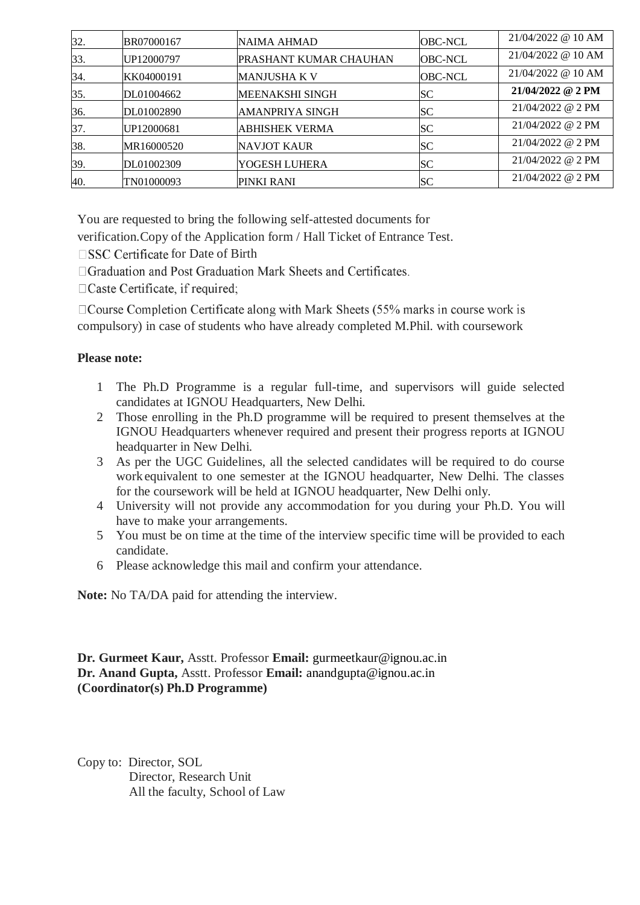| | | | | |
|---|---|---|---|---|
| 32. | BR07000167 | NAIMA AHMAD | OBC-NCL | 21/04/2022 @ 10 AM |
| 33. | UP12000797 | PRASHANT KUMAR CHAUHAN | OBC-NCL | 21/04/2022 @ 10 AM |
| 34. | KK04000191 | MANJUSHA K V | OBC-NCL | 21/04/2022 @ 10 AM |
| 35. | DL01004662 | MEENAKSHI SINGH | SC | **21/04/2022 @ 2 PM** |
| 36. | DL01002890 | AMANPRIYA SINGH | SC | 21/04/2022 @ 2 PM |
| 37. | UP12000681 | ABHISHEK VERMA | SC | 21/04/2022 @ 2 PM |
| 38. | MR16000520 | NAVJOT KAUR | SC | 21/04/2022 @ 2 PM |
| 39. | DL01002309 | YOGESH LUHERA | SC | 21/04/2022 @ 2 PM |
| 40. | TN01000093 | PINKI RANI | SC | 21/04/2022 @ 2 PM |

You are requested to bring the following self-attested documents for verification.Copy of the Application form / Hall Ticket of Entrance Test.

- SSC Certificate for Date of Birth
- Graduation and Post Graduation Mark Sheets and Certificates.
- Caste Certificate, if required;
- Course Completion Certificate along with Mark Sheets (55% marks in course work is compulsory) in case of students who have already completed M.Phil. with coursework

**Please note:**

1. The Ph.D Programme is a regular full-time, and supervisors will guide selected candidates at IGNOU Headquarters, New Delhi.
2. Those enrolling in the Ph.D programme will be required to present themselves at the IGNOU Headquarters whenever required and present their progress reports at IGNOU headquarter in New Delhi.
3. As per the UGC Guidelines, all the selected candidates will be required to do course work equivalent to one semester at the IGNOU headquarter, New Delhi. The classes for the coursework will be held at IGNOU headquarter, New Delhi only.
4. University will not provide any accommodation for you during your Ph.D. You will have to make your arrangements.
5. You must be on time at the time of the interview specific time will be provided to each candidate.
6. Please acknowledge this mail and confirm your attendance.

**Note:** No TA/DA paid for attending the interview.

**Dr. Gurmeet Kaur,** Asstt. Professor **Email:** gurmeetkaur@ignou.ac.in
**Dr. Anand Gupta,** Asstt. Professor **Email:** anandgupta@ignou.ac.in
**(Coordinator(s) Ph.D Programme)**

Copy to: Director, SOL
Director, Research Unit
All the faculty, School of Law